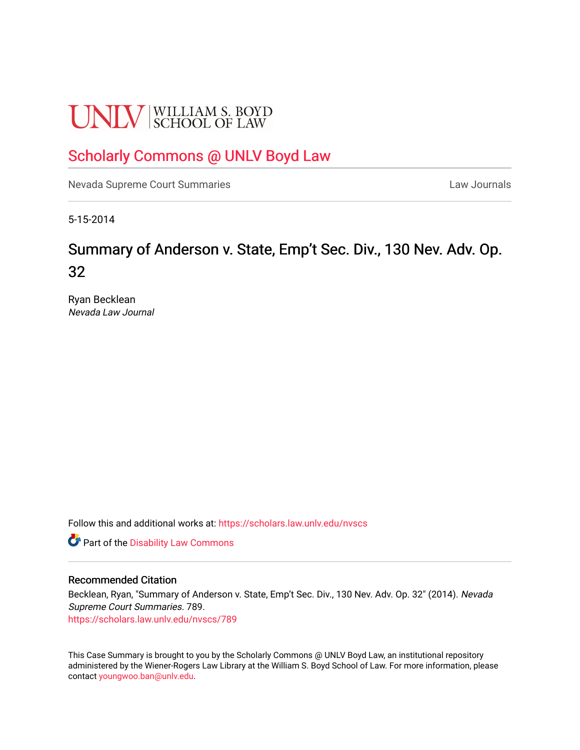UNLV | WILLIAM S. BOYD SCHOOL OF LAW

## Scholarly Commons @ UNLV Boyd Law

Nevada Supreme Court Summaries | Law Journals

5-15-2014

# Summary of Anderson v. State, Emp't Sec. Div., 130 Nev. Adv. Op. 32

Ryan Becklean
*Nevada Law Journal*

Follow this and additional works at: https://scholars.law.unlv.edu/nvscs

Part of the Disability Law Commons

### Recommended Citation

Becklean, Ryan, "Summary of Anderson v. State, Emp't Sec. Div., 130 Nev. Adv. Op. 32" (2014). *Nevada Supreme Court Summaries*. 789.
https://scholars.law.unlv.edu/nvscs/789

This Case Summary is brought to you by the Scholarly Commons @ UNLV Boyd Law, an institutional repository administered by the Wiener-Rogers Law Library at the William S. Boyd School of Law. For more information, please contact youngwoo.ban@unlv.edu.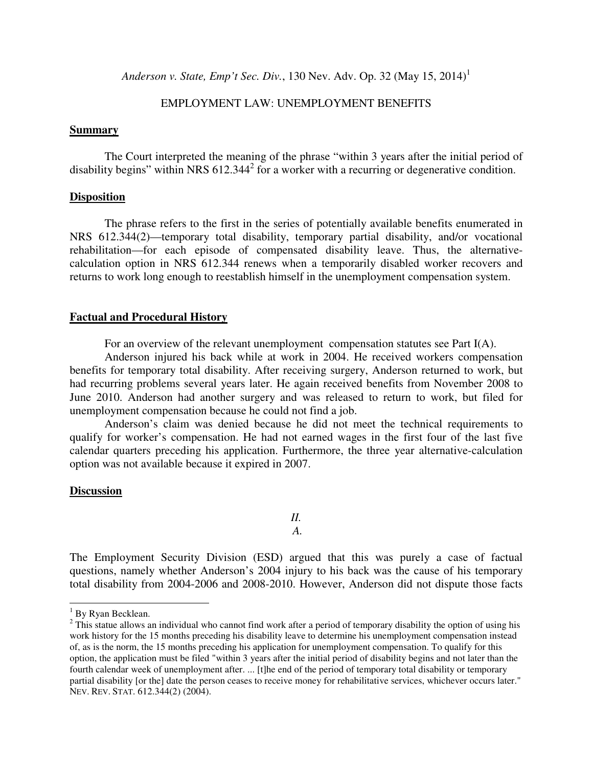*Anderson v. State, Emp't Sec. Div.*, 130 Nev. Adv. Op. 32 (May 15, 2014)[1]

EMPLOYMENT LAW: UNEMPLOYMENT BENEFITS

## Summary

The Court interpreted the meaning of the phrase "within 3 years after the initial period of disability begins" within NRS 612.344[2] for a worker with a recurring or degenerative condition.

## Disposition

The phrase refers to the first in the series of potentially available benefits enumerated in NRS 612.344(2)—temporary total disability, temporary partial disability, and/or vocational rehabilitation—for each episode of compensated disability leave. Thus, the alternative-calculation option in NRS 612.344 renews when a temporarily disabled worker recovers and returns to work long enough to reestablish himself in the unemployment compensation system.

## Factual and Procedural History

For an overview of the relevant unemployment compensation statutes see Part I(A).

Anderson injured his back while at work in 2004. He received workers compensation benefits for temporary total disability. After receiving surgery, Anderson returned to work, but had recurring problems several years later. He again received benefits from November 2008 to June 2010. Anderson had another surgery and was released to return to work, but filed for unemployment compensation because he could not find a job.

Anderson's claim was denied because he did not meet the technical requirements to qualify for worker's compensation. He had not earned wages in the first four of the last five calendar quarters preceding his application. Furthermore, the three year alternative-calculation option was not available because it expired in 2007.

## Discussion

*II.*

*A.*

The Employment Security Division (ESD) argued that this was purely a case of factual questions, namely whether Anderson's 2004 injury to his back was the cause of his temporary total disability from 2004-2006 and 2008-2010. However, Anderson did not dispute those facts

---

[1] By Ryan Becklean.

[2] This statue allows an individual who cannot find work after a period of temporary disability the option of using his work history for the 15 months preceding his disability leave to determine his unemployment compensation instead of, as is the norm, the 15 months preceding his application for unemployment compensation. To qualify for this option, the application must be filed "within 3 years after the initial period of disability begins and not later than the fourth calendar week of unemployment after. ... [t]he end of the period of temporary total disability or temporary partial disability [or the] date the person ceases to receive money for rehabilitative services, whichever occurs later." NEV. REV. STAT. 612.344(2) (2004).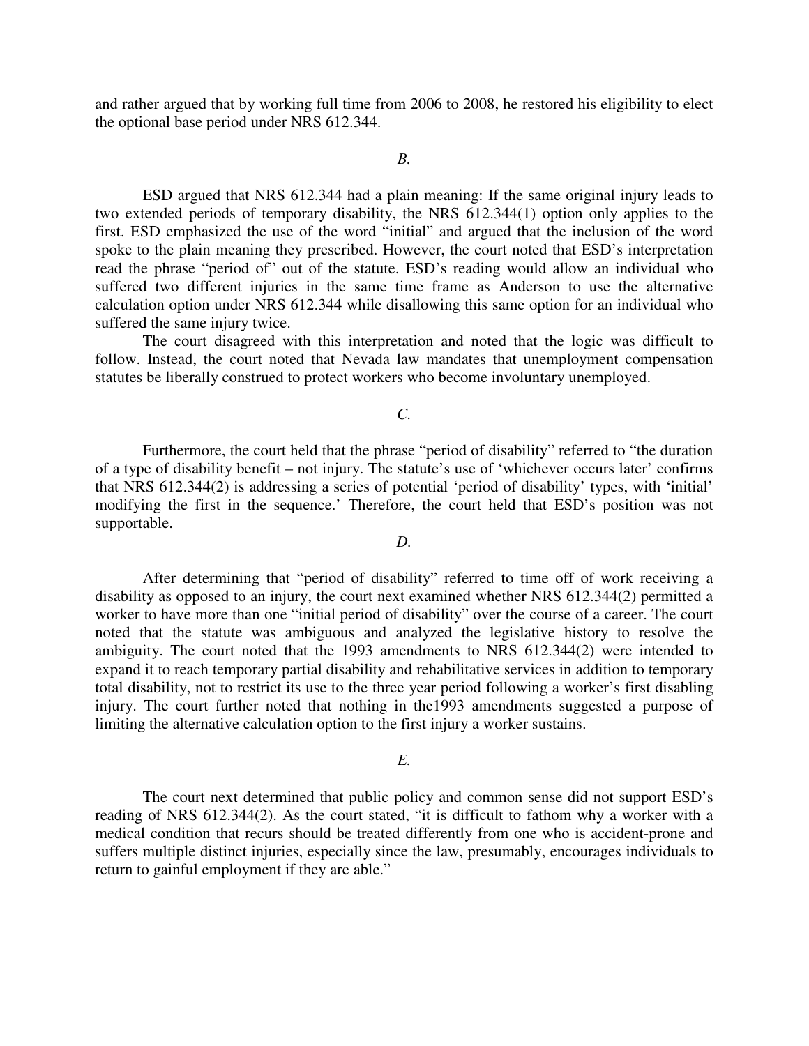and rather argued that by working full time from 2006 to 2008, he restored his eligibility to elect the optional base period under NRS 612.344.

*B.*

ESD argued that NRS 612.344 had a plain meaning: If the same original injury leads to two extended periods of temporary disability, the NRS 612.344(1) option only applies to the first. ESD emphasized the use of the word "initial" and argued that the inclusion of the word spoke to the plain meaning they prescribed. However, the court noted that ESD's interpretation read the phrase "period of" out of the statute. ESD's reading would allow an individual who suffered two different injuries in the same time frame as Anderson to use the alternative calculation option under NRS 612.344 while disallowing this same option for an individual who suffered the same injury twice.

The court disagreed with this interpretation and noted that the logic was difficult to follow. Instead, the court noted that Nevada law mandates that unemployment compensation statutes be liberally construed to protect workers who become involuntary unemployed.

*C.*

Furthermore, the court held that the phrase "period of disability" referred to "the duration of a type of disability benefit – not injury. The statute's use of 'whichever occurs later' confirms that NRS 612.344(2) is addressing a series of potential 'period of disability' types, with 'initial' modifying the first in the sequence.' Therefore, the court held that ESD's position was not supportable.

*D.*

After determining that "period of disability" referred to time off of work receiving a disability as opposed to an injury, the court next examined whether NRS 612.344(2) permitted a worker to have more than one "initial period of disability" over the course of a career. The court noted that the statute was ambiguous and analyzed the legislative history to resolve the ambiguity. The court noted that the 1993 amendments to NRS 612.344(2) were intended to expand it to reach temporary partial disability and rehabilitative services in addition to temporary total disability, not to restrict its use to the three year period following a worker's first disabling injury. The court further noted that nothing in the1993 amendments suggested a purpose of limiting the alternative calculation option to the first injury a worker sustains.

*E.*

The court next determined that public policy and common sense did not support ESD's reading of NRS 612.344(2). As the court stated, "it is difficult to fathom why a worker with a medical condition that recurs should be treated differently from one who is accident-prone and suffers multiple distinct injuries, especially since the law, presumably, encourages individuals to return to gainful employment if they are able."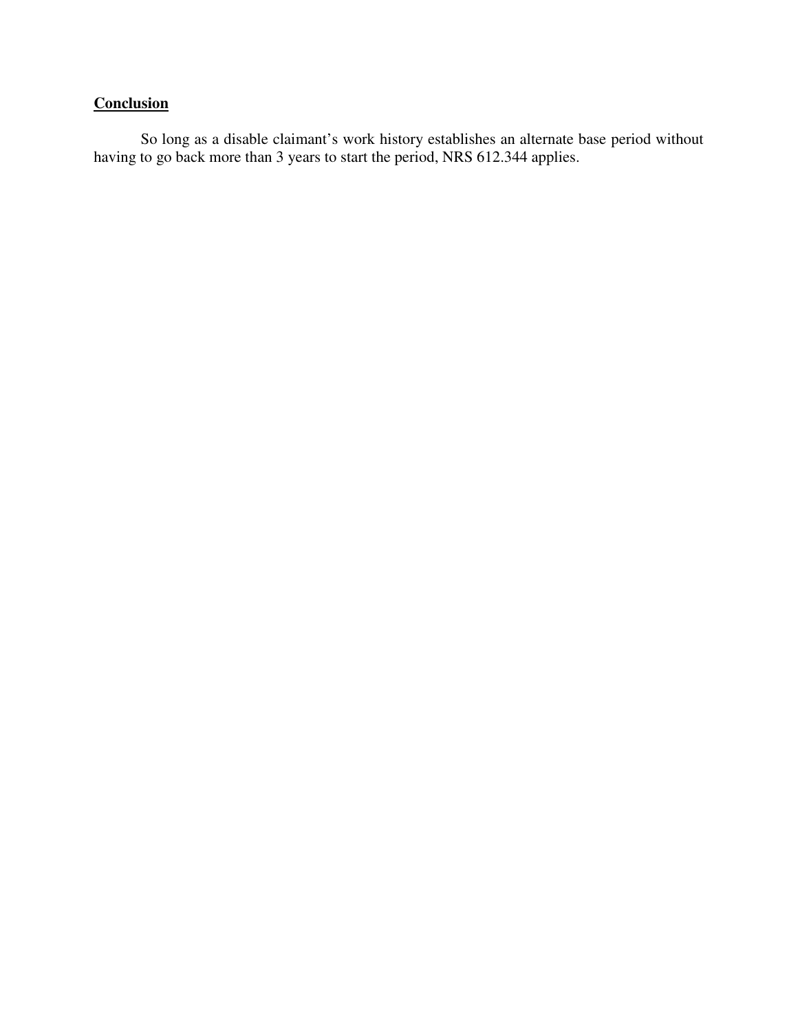**Conclusion**

So long as a disable claimant's work history establishes an alternate base period without having to go back more than 3 years to start the period, NRS 612.344 applies.